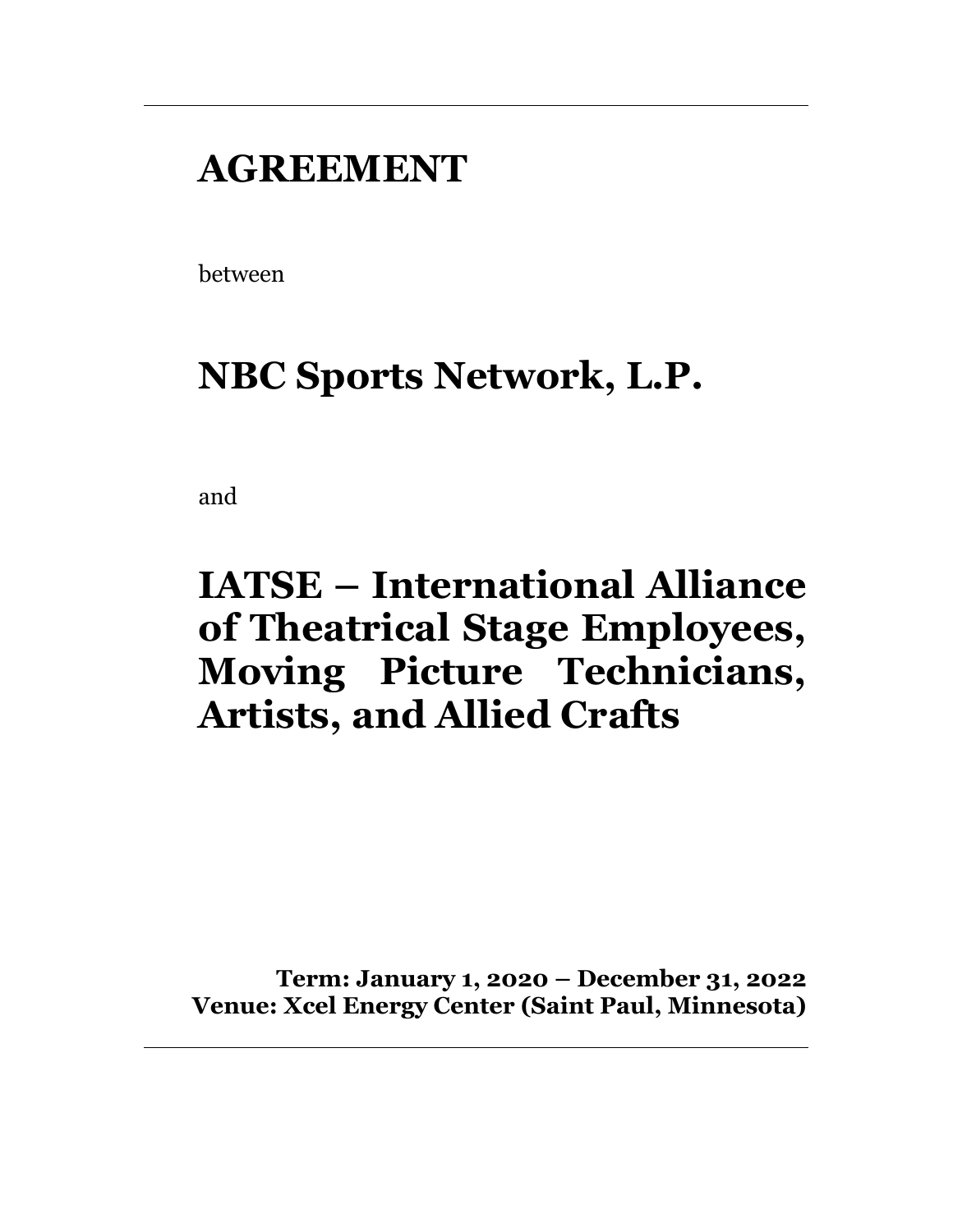# AGREEMENT

between

# NBC Sports Network, L.P.

and

# IATSE – International Alliance of Theatrical Stage Employees, Moving Picture Technicians, Artists, and Allied Crafts

**Term: January 1, 2020 – December 31, 2022**
**Venue: Xcel Energy Center (Saint Paul, Minnesota)**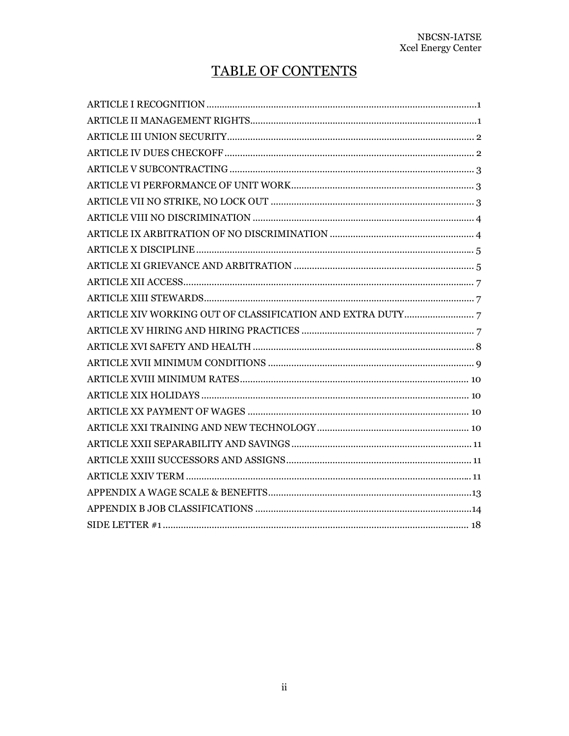# TABLE OF CONTENTS

| | |
|---|---|
| ARTICLE I RECOGNITION | 1 |
| ARTICLE II MANAGEMENT RIGHTS | 1 |
| ARTICLE III UNION SECURITY | 2 |
| ARTICLE IV DUES CHECKOFF | 2 |
| ARTICLE V SUBCONTRACTING | 3 |
| ARTICLE VI PERFORMANCE OF UNIT WORK | 3 |
| ARTICLE VII NO STRIKE, NO LOCK OUT | 3 |
| ARTICLE VIII NO DISCRIMINATION | 4 |
| ARTICLE IX ARBITRATION OF NO DISCRIMINATION | 4 |
| ARTICLE X DISCIPLINE | 5 |
| ARTICLE XI GRIEVANCE AND ARBITRATION | 5 |
| ARTICLE XII ACCESS | 7 |
| ARTICLE XIII STEWARDS | 7 |
| ARTICLE XIV WORKING OUT OF CLASSIFICATION AND EXTRA DUTY | 7 |
| ARTICLE XV HIRING AND HIRING PRACTICES | 7 |
| ARTICLE XVI SAFETY AND HEALTH | 8 |
| ARTICLE XVII MINIMUM CONDITIONS | 9 |
| ARTICLE XVIII MINIMUM RATES | 10 |
| ARTICLE XIX HOLIDAYS | 10 |
| ARTICLE XX PAYMENT OF WAGES | 10 |
| ARTICLE XXI TRAINING AND NEW TECHNOLOGY | 10 |
| ARTICLE XXII SEPARABILITY AND SAVINGS | 11 |
| ARTICLE XXIII SUCCESSORS AND ASSIGNS | 11 |
| ARTICLE XXIV TERM | 11 |
| APPENDIX A WAGE SCALE & BENEFITS | 13 |
| APPENDIX B JOB CLASSIFICATIONS | 14 |
| SIDE LETTER #1 | 18 |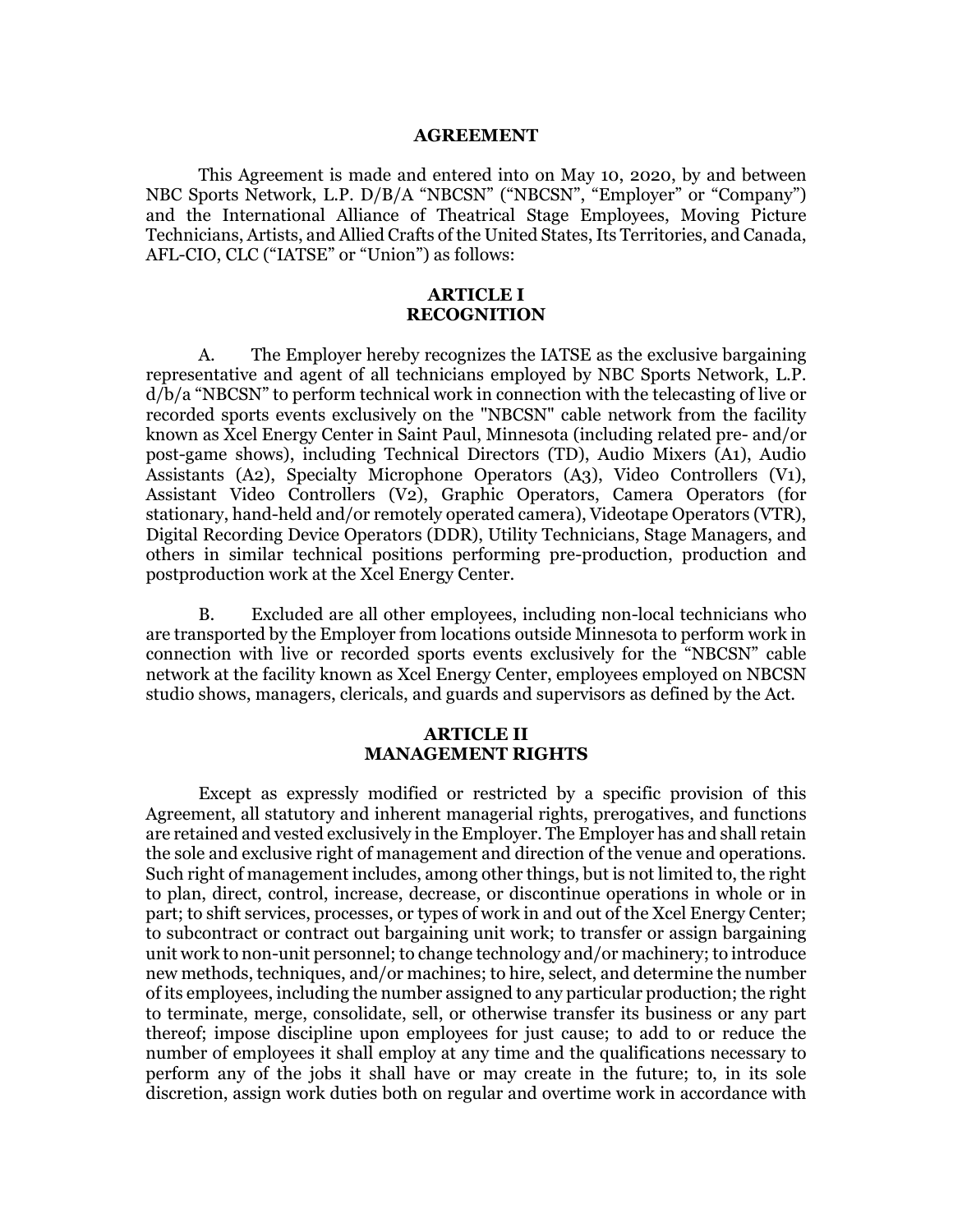## AGREEMENT

This Agreement is made and entered into on May 10, 2020, by and between NBC Sports Network, L.P. D/B/A "NBCSN" ("NBCSN", "Employer" or "Company") and the International Alliance of Theatrical Stage Employees, Moving Picture Technicians, Artists, and Allied Crafts of the United States, Its Territories, and Canada, AFL-CIO, CLC ("IATSE" or "Union") as follows:

## ARTICLE I
## RECOGNITION

A. The Employer hereby recognizes the IATSE as the exclusive bargaining representative and agent of all technicians employed by NBC Sports Network, L.P. d/b/a "NBCSN" to perform technical work in connection with the telecasting of live or recorded sports events exclusively on the "NBCSN" cable network from the facility known as Xcel Energy Center in Saint Paul, Minnesota (including related pre- and/or post-game shows), including Technical Directors (TD), Audio Mixers (A1), Audio Assistants (A2), Specialty Microphone Operators (A3), Video Controllers (V1), Assistant Video Controllers (V2), Graphic Operators, Camera Operators (for stationary, hand-held and/or remotely operated camera), Videotape Operators (VTR), Digital Recording Device Operators (DDR), Utility Technicians, Stage Managers, and others in similar technical positions performing pre-production, production and postproduction work at the Xcel Energy Center.

B. Excluded are all other employees, including non-local technicians who are transported by the Employer from locations outside Minnesota to perform work in connection with live or recorded sports events exclusively for the "NBCSN" cable network at the facility known as Xcel Energy Center, employees employed on NBCSN studio shows, managers, clericals, and guards and supervisors as defined by the Act.

## ARTICLE II
## MANAGEMENT RIGHTS

Except as expressly modified or restricted by a specific provision of this Agreement, all statutory and inherent managerial rights, prerogatives, and functions are retained and vested exclusively in the Employer. The Employer has and shall retain the sole and exclusive right of management and direction of the venue and operations. Such right of management includes, among other things, but is not limited to, the right to plan, direct, control, increase, decrease, or discontinue operations in whole or in part; to shift services, processes, or types of work in and out of the Xcel Energy Center; to subcontract or contract out bargaining unit work; to transfer or assign bargaining unit work to non-unit personnel; to change technology and/or machinery; to introduce new methods, techniques, and/or machines; to hire, select, and determine the number of its employees, including the number assigned to any particular production; the right to terminate, merge, consolidate, sell, or otherwise transfer its business or any part thereof; impose discipline upon employees for just cause; to add to or reduce the number of employees it shall employ at any time and the qualifications necessary to perform any of the jobs it shall have or may create in the future; to, in its sole discretion, assign work duties both on regular and overtime work in accordance with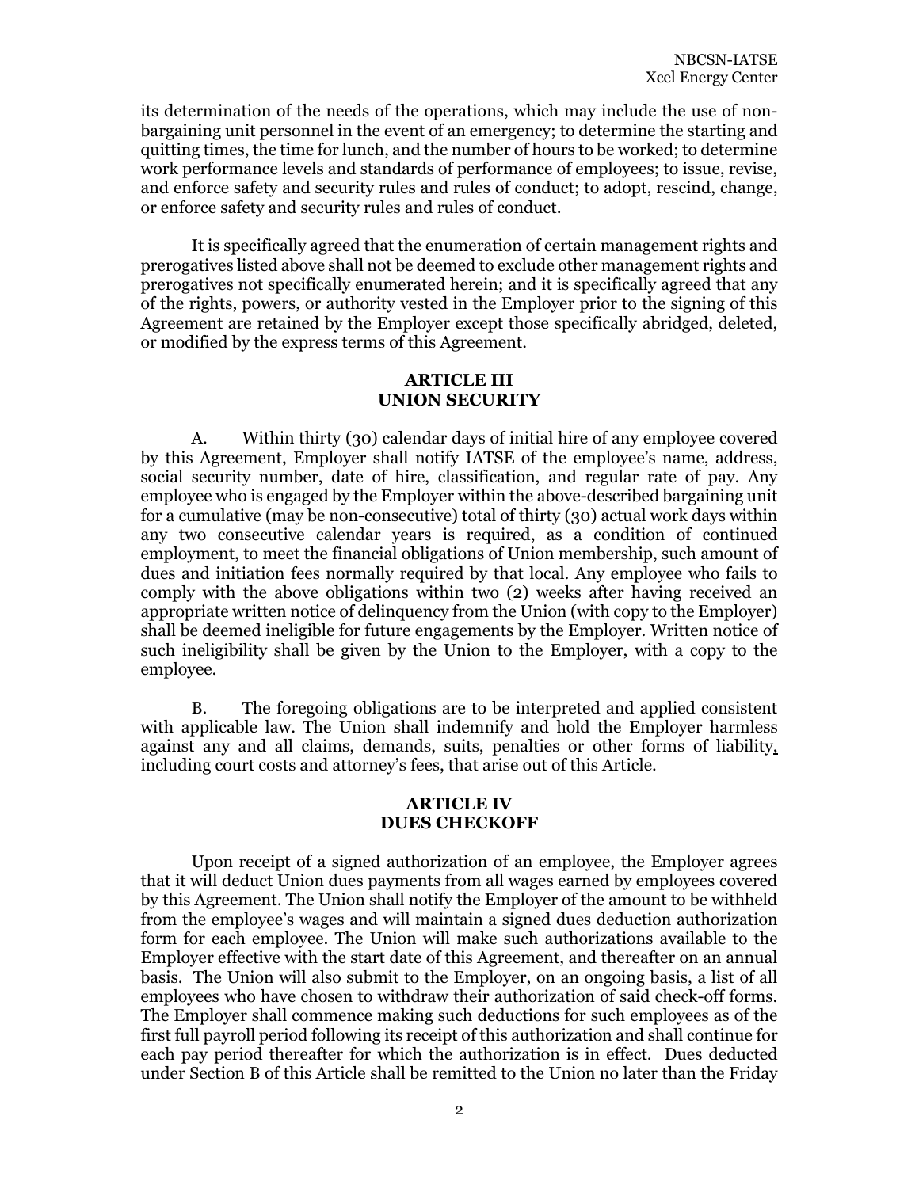its determination of the needs of the operations, which may include the use of non-bargaining unit personnel in the event of an emergency; to determine the starting and quitting times, the time for lunch, and the number of hours to be worked; to determine work performance levels and standards of performance of employees; to issue, revise, and enforce safety and security rules and rules of conduct; to adopt, rescind, change, or enforce safety and security rules and rules of conduct.

It is specifically agreed that the enumeration of certain management rights and prerogatives listed above shall not be deemed to exclude other management rights and prerogatives not specifically enumerated herein; and it is specifically agreed that any of the rights, powers, or authority vested in the Employer prior to the signing of this Agreement are retained by the Employer except those specifically abridged, deleted, or modified by the express terms of this Agreement.

## ARTICLE III
## UNION SECURITY

A. Within thirty (30) calendar days of initial hire of any employee covered by this Agreement, Employer shall notify IATSE of the employee's name, address, social security number, date of hire, classification, and regular rate of pay. Any employee who is engaged by the Employer within the above-described bargaining unit for a cumulative (may be non-consecutive) total of thirty (30) actual work days within any two consecutive calendar years is required, as a condition of continued employment, to meet the financial obligations of Union membership, such amount of dues and initiation fees normally required by that local. Any employee who fails to comply with the above obligations within two (2) weeks after having received an appropriate written notice of delinquency from the Union (with copy to the Employer) shall be deemed ineligible for future engagements by the Employer. Written notice of such ineligibility shall be given by the Union to the Employer, with a copy to the employee.

B. The foregoing obligations are to be interpreted and applied consistent with applicable law. The Union shall indemnify and hold the Employer harmless against any and all claims, demands, suits, penalties or other forms of liability, including court costs and attorney's fees, that arise out of this Article.

## ARTICLE IV
## DUES CHECKOFF

Upon receipt of a signed authorization of an employee, the Employer agrees that it will deduct Union dues payments from all wages earned by employees covered by this Agreement. The Union shall notify the Employer of the amount to be withheld from the employee's wages and will maintain a signed dues deduction authorization form for each employee. The Union will make such authorizations available to the Employer effective with the start date of this Agreement, and thereafter on an annual basis. The Union will also submit to the Employer, on an ongoing basis, a list of all employees who have chosen to withdraw their authorization of said check-off forms. The Employer shall commence making such deductions for such employees as of the first full payroll period following its receipt of this authorization and shall continue for each pay period thereafter for which the authorization is in effect. Dues deducted under Section B of this Article shall be remitted to the Union no later than the Friday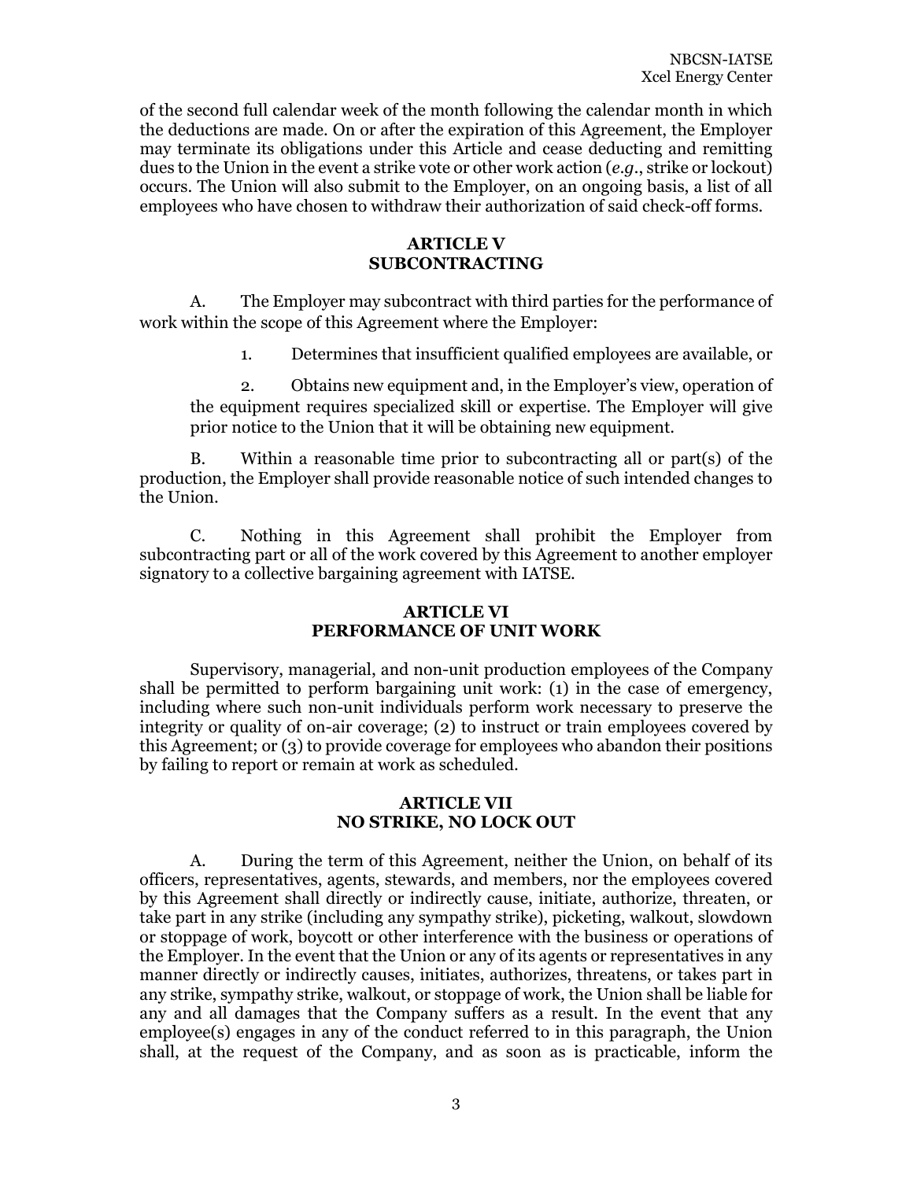of the second full calendar week of the month following the calendar month in which the deductions are made. On or after the expiration of this Agreement, the Employer may terminate its obligations under this Article and cease deducting and remitting dues to the Union in the event a strike vote or other work action (*e.g.*, strike or lockout) occurs. The Union will also submit to the Employer, on an ongoing basis, a list of all employees who have chosen to withdraw their authorization of said check-off forms.

## ARTICLE V
## SUBCONTRACTING

A. The Employer may subcontract with third parties for the performance of work within the scope of this Agreement where the Employer:

1. Determines that insufficient qualified employees are available, or

2. Obtains new equipment and, in the Employer's view, operation of the equipment requires specialized skill or expertise. The Employer will give prior notice to the Union that it will be obtaining new equipment.

B. Within a reasonable time prior to subcontracting all or part(s) of the production, the Employer shall provide reasonable notice of such intended changes to the Union.

C. Nothing in this Agreement shall prohibit the Employer from subcontracting part or all of the work covered by this Agreement to another employer signatory to a collective bargaining agreement with IATSE.

## ARTICLE VI
## PERFORMANCE OF UNIT WORK

Supervisory, managerial, and non-unit production employees of the Company shall be permitted to perform bargaining unit work: (1) in the case of emergency, including where such non-unit individuals perform work necessary to preserve the integrity or quality of on-air coverage; (2) to instruct or train employees covered by this Agreement; or (3) to provide coverage for employees who abandon their positions by failing to report or remain at work as scheduled.

## ARTICLE VII
## NO STRIKE, NO LOCK OUT

A. During the term of this Agreement, neither the Union, on behalf of its officers, representatives, agents, stewards, and members, nor the employees covered by this Agreement shall directly or indirectly cause, initiate, authorize, threaten, or take part in any strike (including any sympathy strike), picketing, walkout, slowdown or stoppage of work, boycott or other interference with the business or operations of the Employer. In the event that the Union or any of its agents or representatives in any manner directly or indirectly causes, initiates, authorizes, threatens, or takes part in any strike, sympathy strike, walkout, or stoppage of work, the Union shall be liable for any and all damages that the Company suffers as a result. In the event that any employee(s) engages in any of the conduct referred to in this paragraph, the Union shall, at the request of the Company, and as soon as is practicable, inform the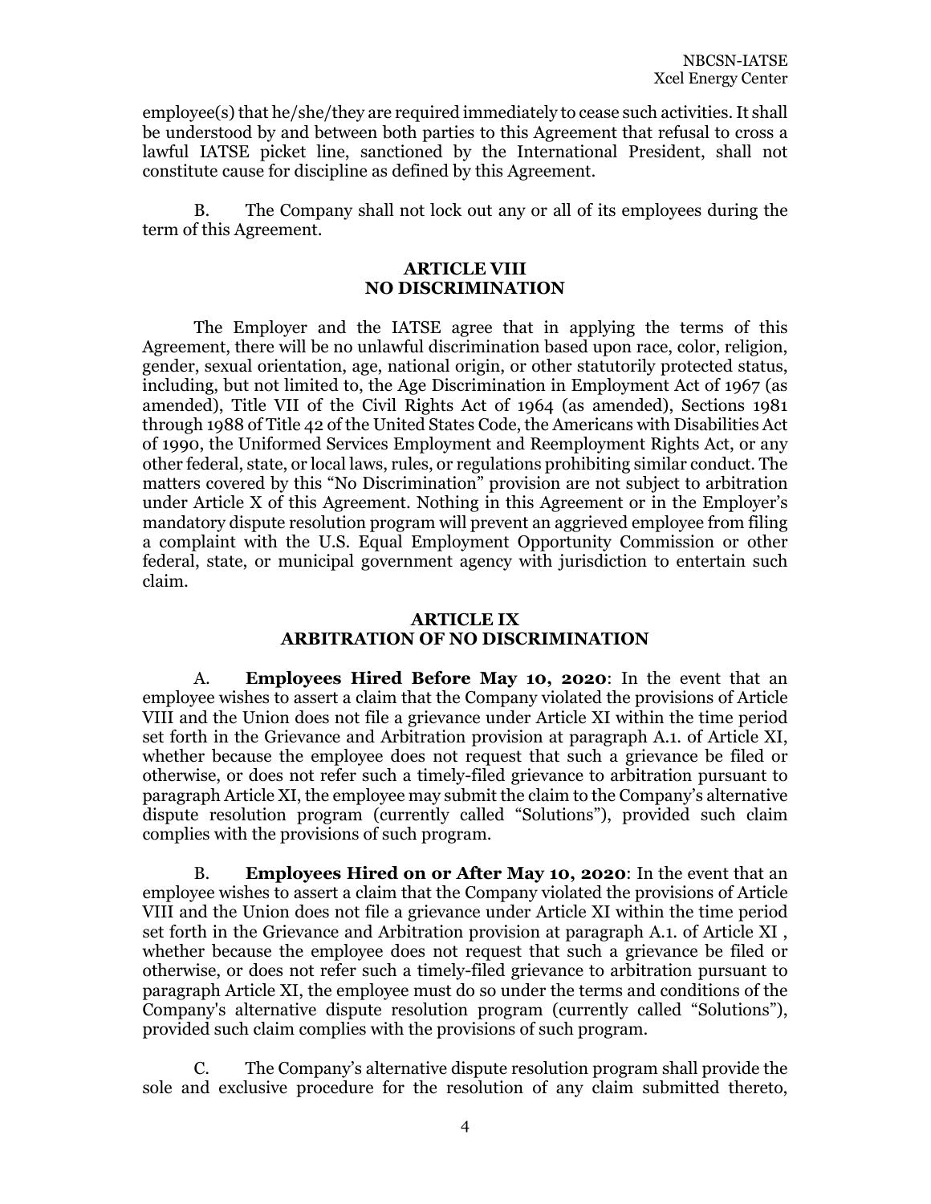employee(s) that he/she/they are required immediately to cease such activities. It shall be understood by and between both parties to this Agreement that refusal to cross a lawful IATSE picket line, sanctioned by the International President, shall not constitute cause for discipline as defined by this Agreement.

B. The Company shall not lock out any or all of its employees during the term of this Agreement.

## ARTICLE VIII
## NO DISCRIMINATION

The Employer and the IATSE agree that in applying the terms of this Agreement, there will be no unlawful discrimination based upon race, color, religion, gender, sexual orientation, age, national origin, or other statutorily protected status, including, but not limited to, the Age Discrimination in Employment Act of 1967 (as amended), Title VII of the Civil Rights Act of 1964 (as amended), Sections 1981 through 1988 of Title 42 of the United States Code, the Americans with Disabilities Act of 1990, the Uniformed Services Employment and Reemployment Rights Act, or any other federal, state, or local laws, rules, or regulations prohibiting similar conduct. The matters covered by this "No Discrimination" provision are not subject to arbitration under Article X of this Agreement. Nothing in this Agreement or in the Employer's mandatory dispute resolution program will prevent an aggrieved employee from filing a complaint with the U.S. Equal Employment Opportunity Commission or other federal, state, or municipal government agency with jurisdiction to entertain such claim.

## ARTICLE IX
## ARBITRATION OF NO DISCRIMINATION

A. **Employees Hired Before May 10, 2020**: In the event that an employee wishes to assert a claim that the Company violated the provisions of Article VIII and the Union does not file a grievance under Article XI within the time period set forth in the Grievance and Arbitration provision at paragraph A.1. of Article XI, whether because the employee does not request that such a grievance be filed or otherwise, or does not refer such a timely-filed grievance to arbitration pursuant to paragraph Article XI, the employee may submit the claim to the Company's alternative dispute resolution program (currently called "Solutions"), provided such claim complies with the provisions of such program.

B. **Employees Hired on or After May 10, 2020**: In the event that an employee wishes to assert a claim that the Company violated the provisions of Article VIII and the Union does not file a grievance under Article XI within the time period set forth in the Grievance and Arbitration provision at paragraph A.1. of Article XI , whether because the employee does not request that such a grievance be filed or otherwise, or does not refer such a timely-filed grievance to arbitration pursuant to paragraph Article XI, the employee must do so under the terms and conditions of the Company's alternative dispute resolution program (currently called "Solutions"), provided such claim complies with the provisions of such program.

C. The Company's alternative dispute resolution program shall provide the sole and exclusive procedure for the resolution of any claim submitted thereto,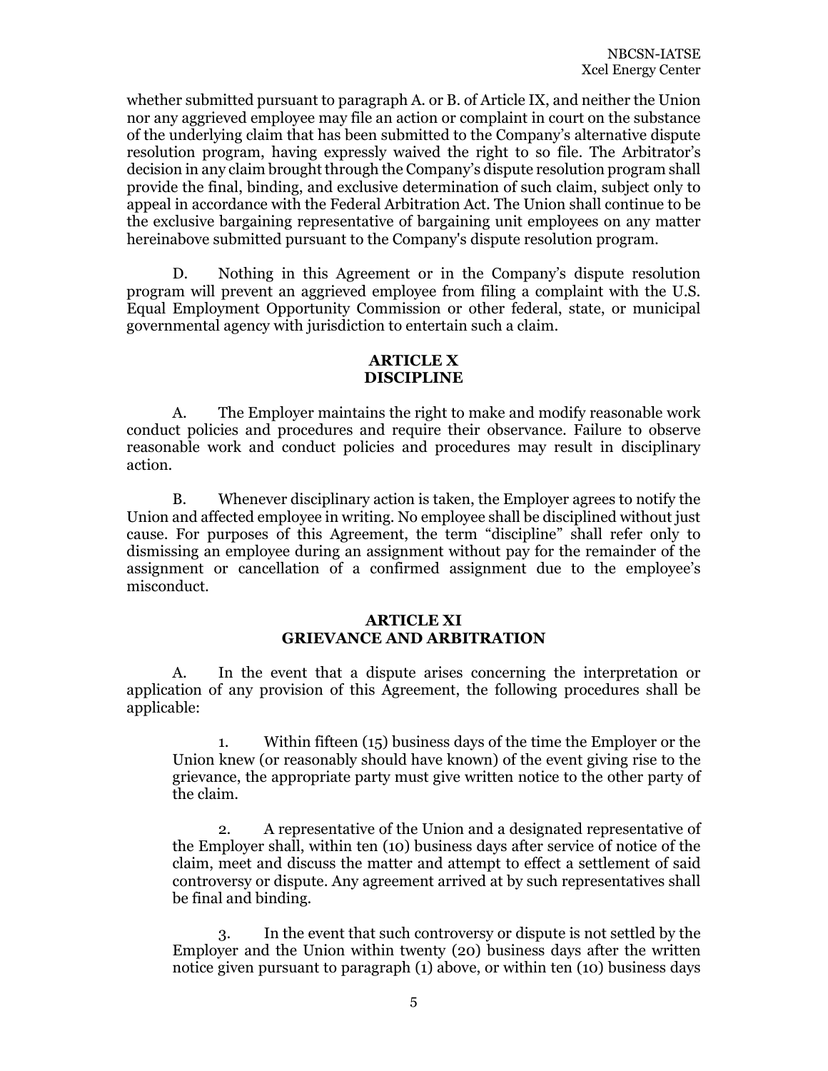whether submitted pursuant to paragraph A. or B. of Article IX, and neither the Union nor any aggrieved employee may file an action or complaint in court on the substance of the underlying claim that has been submitted to the Company's alternative dispute resolution program, having expressly waived the right to so file. The Arbitrator's decision in any claim brought through the Company's dispute resolution program shall provide the final, binding, and exclusive determination of such claim, subject only to appeal in accordance with the Federal Arbitration Act. The Union shall continue to be the exclusive bargaining representative of bargaining unit employees on any matter hereinabove submitted pursuant to the Company's dispute resolution program.

D. Nothing in this Agreement or in the Company's dispute resolution program will prevent an aggrieved employee from filing a complaint with the U.S. Equal Employment Opportunity Commission or other federal, state, or municipal governmental agency with jurisdiction to entertain such a claim.

## ARTICLE X
## DISCIPLINE

A. The Employer maintains the right to make and modify reasonable work conduct policies and procedures and require their observance. Failure to observe reasonable work and conduct policies and procedures may result in disciplinary action.

B. Whenever disciplinary action is taken, the Employer agrees to notify the Union and affected employee in writing. No employee shall be disciplined without just cause. For purposes of this Agreement, the term "discipline" shall refer only to dismissing an employee during an assignment without pay for the remainder of the assignment or cancellation of a confirmed assignment due to the employee's misconduct.

## ARTICLE XI
## GRIEVANCE AND ARBITRATION

A. In the event that a dispute arises concerning the interpretation or application of any provision of this Agreement, the following procedures shall be applicable:

1. Within fifteen (15) business days of the time the Employer or the Union knew (or reasonably should have known) of the event giving rise to the grievance, the appropriate party must give written notice to the other party of the claim.

2. A representative of the Union and a designated representative of the Employer shall, within ten (10) business days after service of notice of the claim, meet and discuss the matter and attempt to effect a settlement of said controversy or dispute. Any agreement arrived at by such representatives shall be final and binding.

3. In the event that such controversy or dispute is not settled by the Employer and the Union within twenty (20) business days after the written notice given pursuant to paragraph (1) above, or within ten (10) business days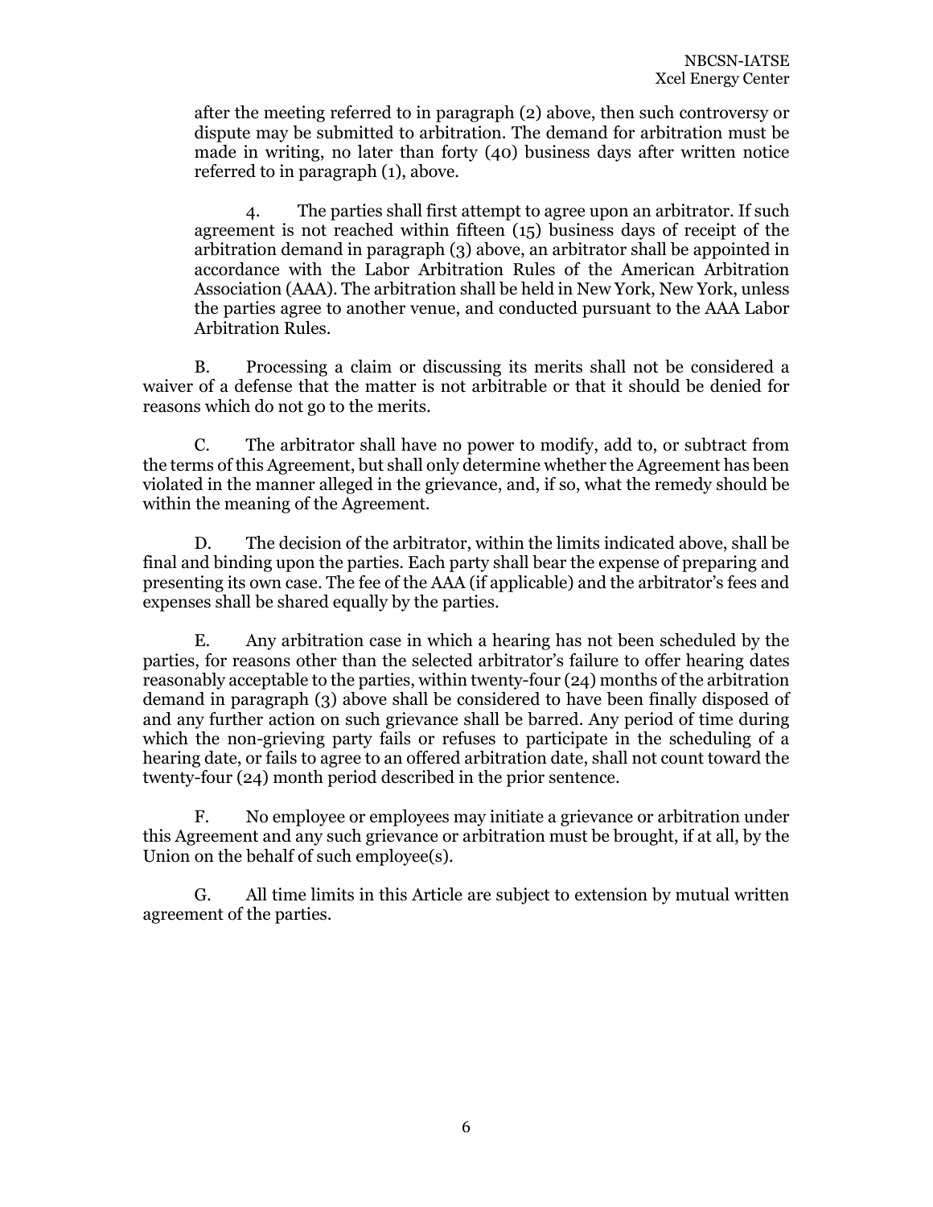after the meeting referred to in paragraph (2) above, then such controversy or dispute may be submitted to arbitration. The demand for arbitration must be made in writing, no later than forty (40) business days after written notice referred to in paragraph (1), above.

4. The parties shall first attempt to agree upon an arbitrator. If such agreement is not reached within fifteen (15) business days of receipt of the arbitration demand in paragraph (3) above, an arbitrator shall be appointed in accordance with the Labor Arbitration Rules of the American Arbitration Association (AAA). The arbitration shall be held in New York, New York, unless the parties agree to another venue, and conducted pursuant to the AAA Labor Arbitration Rules.

B. Processing a claim or discussing its merits shall not be considered a waiver of a defense that the matter is not arbitrable or that it should be denied for reasons which do not go to the merits.

C. The arbitrator shall have no power to modify, add to, or subtract from the terms of this Agreement, but shall only determine whether the Agreement has been violated in the manner alleged in the grievance, and, if so, what the remedy should be within the meaning of the Agreement.

D. The decision of the arbitrator, within the limits indicated above, shall be final and binding upon the parties. Each party shall bear the expense of preparing and presenting its own case. The fee of the AAA (if applicable) and the arbitrator's fees and expenses shall be shared equally by the parties.

E. Any arbitration case in which a hearing has not been scheduled by the parties, for reasons other than the selected arbitrator's failure to offer hearing dates reasonably acceptable to the parties, within twenty-four (24) months of the arbitration demand in paragraph (3) above shall be considered to have been finally disposed of and any further action on such grievance shall be barred. Any period of time during which the non-grieving party fails or refuses to participate in the scheduling of a hearing date, or fails to agree to an offered arbitration date, shall not count toward the twenty-four (24) month period described in the prior sentence.

F. No employee or employees may initiate a grievance or arbitration under this Agreement and any such grievance or arbitration must be brought, if at all, by the Union on the behalf of such employee(s).

G. All time limits in this Article are subject to extension by mutual written agreement of the parties.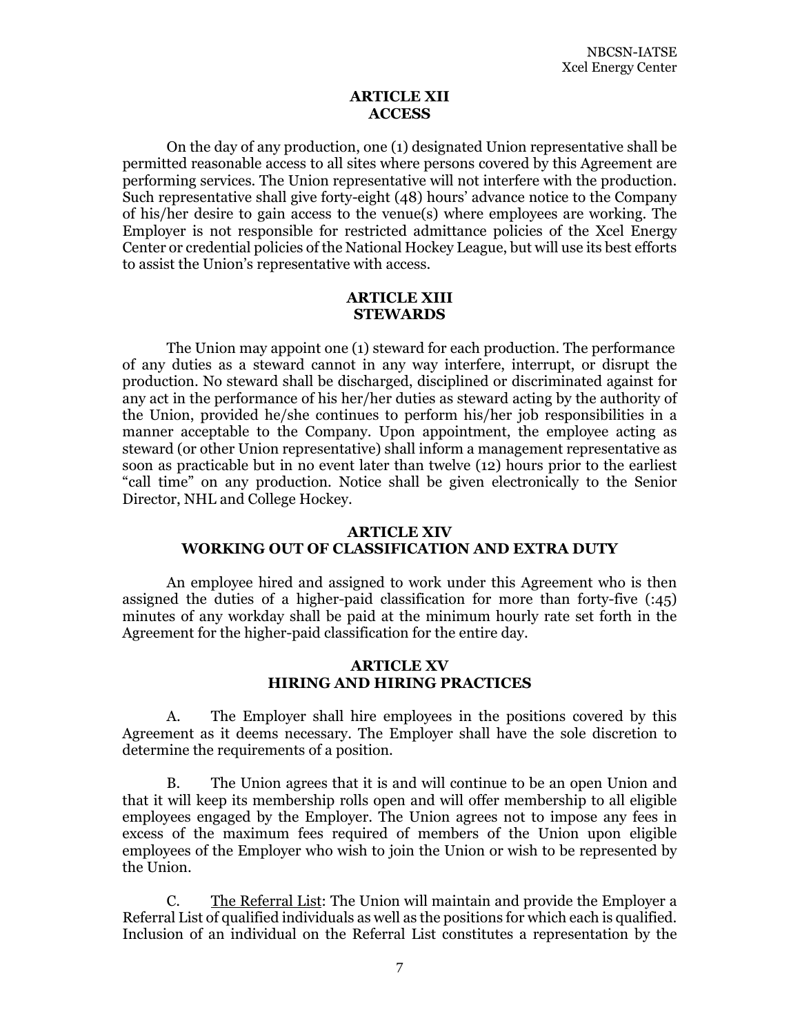## ARTICLE XII
## ACCESS

On the day of any production, one (1) designated Union representative shall be permitted reasonable access to all sites where persons covered by this Agreement are performing services. The Union representative will not interfere with the production. Such representative shall give forty-eight (48) hours' advance notice to the Company of his/her desire to gain access to the venue(s) where employees are working. The Employer is not responsible for restricted admittance policies of the Xcel Energy Center or credential policies of the National Hockey League, but will use its best efforts to assist the Union's representative with access.

## ARTICLE XIII
## STEWARDS

The Union may appoint one (1) steward for each production. The performance of any duties as a steward cannot in any way interfere, interrupt, or disrupt the production. No steward shall be discharged, disciplined or discriminated against for any act in the performance of his her/her duties as steward acting by the authority of the Union, provided he/she continues to perform his/her job responsibilities in a manner acceptable to the Company. Upon appointment, the employee acting as steward (or other Union representative) shall inform a management representative as soon as practicable but in no event later than twelve (12) hours prior to the earliest "call time" on any production. Notice shall be given electronically to the Senior Director, NHL and College Hockey.

## ARTICLE XIV
## WORKING OUT OF CLASSIFICATION AND EXTRA DUTY

An employee hired and assigned to work under this Agreement who is then assigned the duties of a higher-paid classification for more than forty-five (:45) minutes of any workday shall be paid at the minimum hourly rate set forth in the Agreement for the higher-paid classification for the entire day.

## ARTICLE XV
## HIRING AND HIRING PRACTICES

A. The Employer shall hire employees in the positions covered by this Agreement as it deems necessary. The Employer shall have the sole discretion to determine the requirements of a position.

B. The Union agrees that it is and will continue to be an open Union and that it will keep its membership rolls open and will offer membership to all eligible employees engaged by the Employer. The Union agrees not to impose any fees in excess of the maximum fees required of members of the Union upon eligible employees of the Employer who wish to join the Union or wish to be represented by the Union.

C. The Referral List: The Union will maintain and provide the Employer a Referral List of qualified individuals as well as the positions for which each is qualified. Inclusion of an individual on the Referral List constitutes a representation by the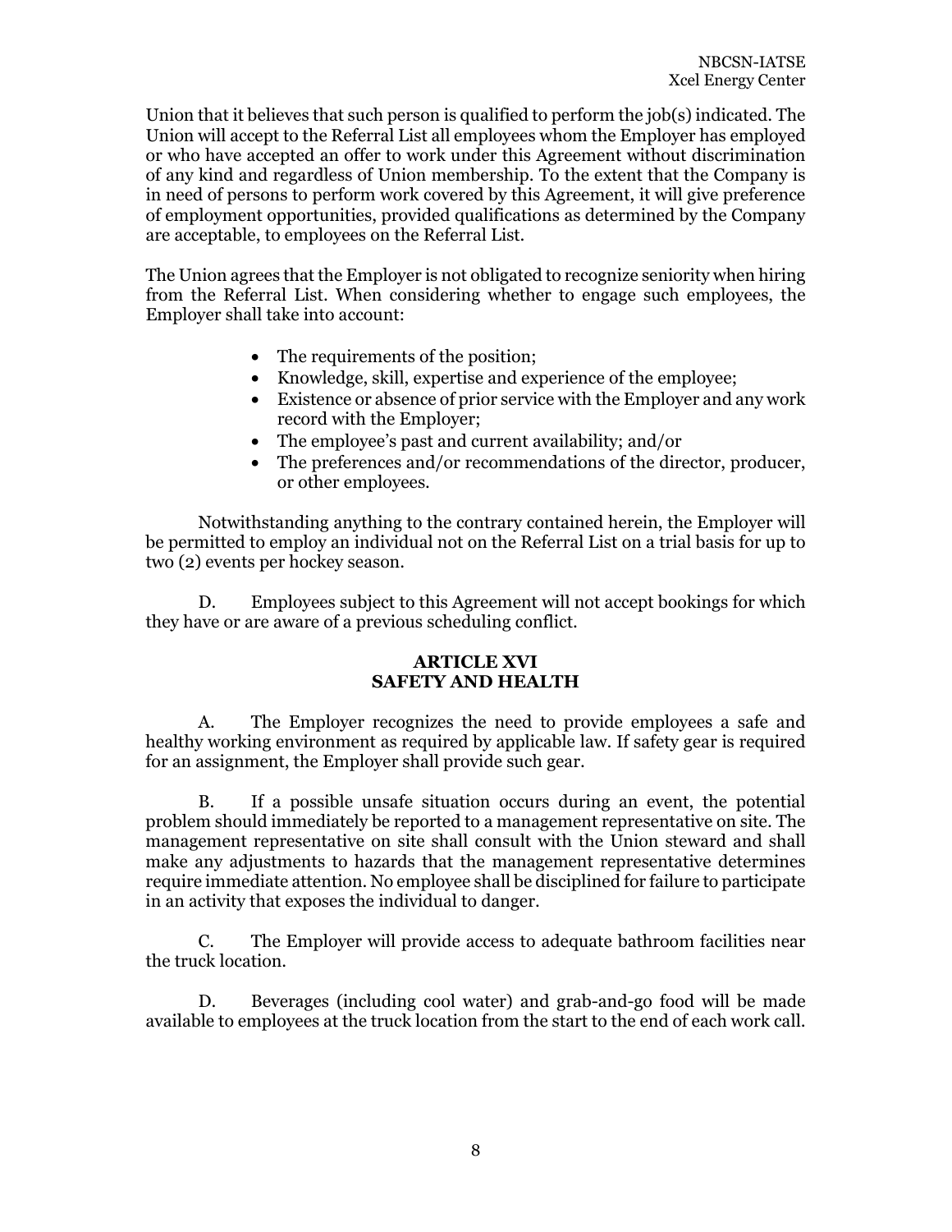Union that it believes that such person is qualified to perform the job(s) indicated. The Union will accept to the Referral List all employees whom the Employer has employed or who have accepted an offer to work under this Agreement without discrimination of any kind and regardless of Union membership. To the extent that the Company is in need of persons to perform work covered by this Agreement, it will give preference of employment opportunities, provided qualifications as determined by the Company are acceptable, to employees on the Referral List.

The Union agrees that the Employer is not obligated to recognize seniority when hiring from the Referral List. When considering whether to engage such employees, the Employer shall take into account:

- The requirements of the position;
- Knowledge, skill, expertise and experience of the employee;
- Existence or absence of prior service with the Employer and any work record with the Employer;
- The employee's past and current availability; and/or
- The preferences and/or recommendations of the director, producer, or other employees.

Notwithstanding anything to the contrary contained herein, the Employer will be permitted to employ an individual not on the Referral List on a trial basis for up to two (2) events per hockey season.

D. Employees subject to this Agreement will not accept bookings for which they have or are aware of a previous scheduling conflict.

## ARTICLE XVI
## SAFETY AND HEALTH

A. The Employer recognizes the need to provide employees a safe and healthy working environment as required by applicable law. If safety gear is required for an assignment, the Employer shall provide such gear.

B. If a possible unsafe situation occurs during an event, the potential problem should immediately be reported to a management representative on site. The management representative on site shall consult with the Union steward and shall make any adjustments to hazards that the management representative determines require immediate attention. No employee shall be disciplined for failure to participate in an activity that exposes the individual to danger.

C. The Employer will provide access to adequate bathroom facilities near the truck location.

D. Beverages (including cool water) and grab-and-go food will be made available to employees at the truck location from the start to the end of each work call.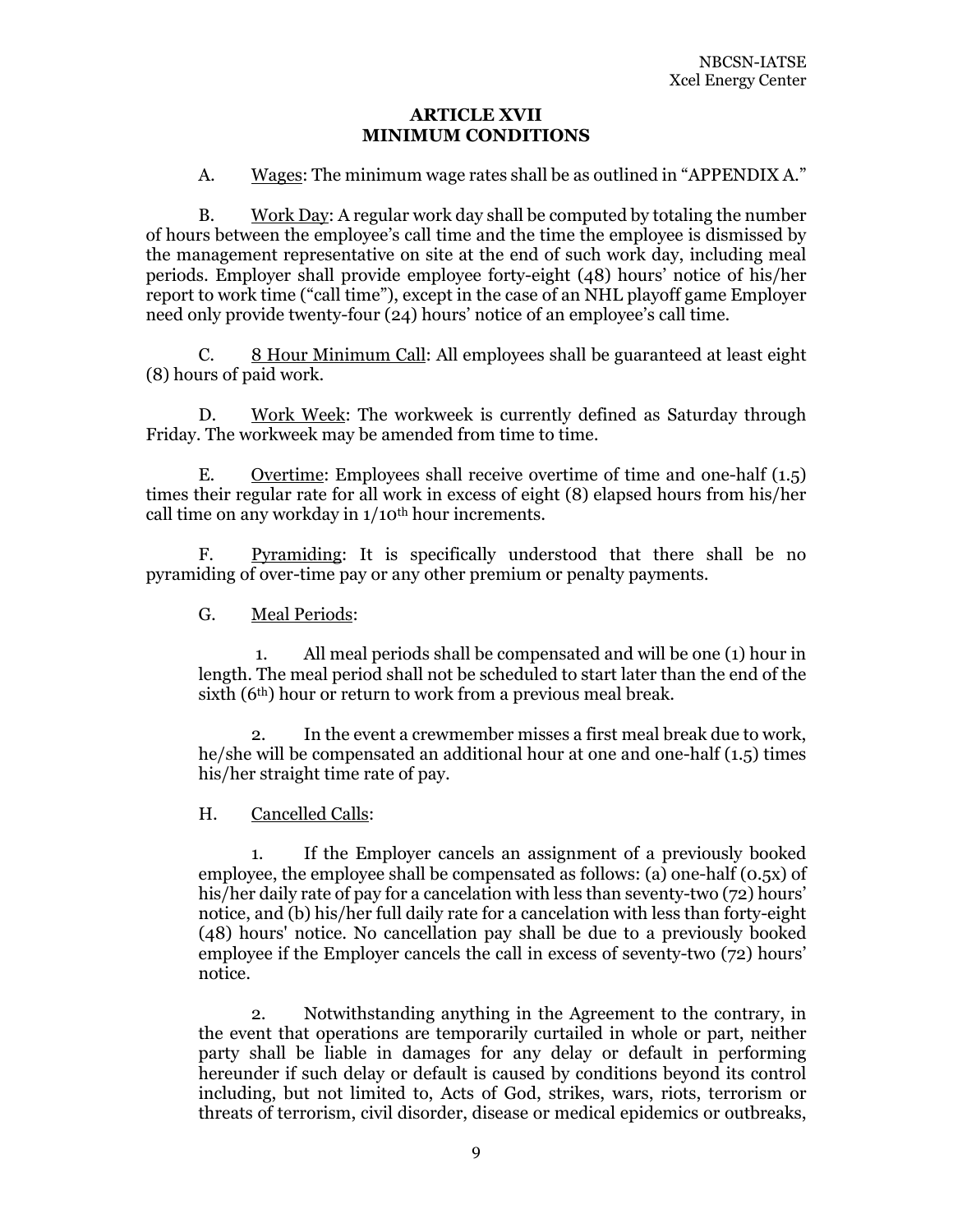## ARTICLE XVII
## MINIMUM CONDITIONS

A. Wages: The minimum wage rates shall be as outlined in "APPENDIX A."

B. Work Day: A regular work day shall be computed by totaling the number of hours between the employee's call time and the time the employee is dismissed by the management representative on site at the end of such work day, including meal periods. Employer shall provide employee forty-eight (48) hours' notice of his/her report to work time ("call time"), except in the case of an NHL playoff game Employer need only provide twenty-four (24) hours' notice of an employee's call time.

C. 8 Hour Minimum Call: All employees shall be guaranteed at least eight (8) hours of paid work.

D. Work Week: The workweek is currently defined as Saturday through Friday. The workweek may be amended from time to time.

E. Overtime: Employees shall receive overtime of time and one-half (1.5) times their regular rate for all work in excess of eight (8) elapsed hours from his/her call time on any workday in 1/10th hour increments.

F. Pyramiding: It is specifically understood that there shall be no pyramiding of over-time pay or any other premium or penalty payments.

G. Meal Periods:

1. All meal periods shall be compensated and will be one (1) hour in length. The meal period shall not be scheduled to start later than the end of the sixth (6th) hour or return to work from a previous meal break.

2. In the event a crewmember misses a first meal break due to work, he/she will be compensated an additional hour at one and one-half (1.5) times his/her straight time rate of pay.

H. Cancelled Calls:

1. If the Employer cancels an assignment of a previously booked employee, the employee shall be compensated as follows: (a) one-half (0.5x) of his/her daily rate of pay for a cancelation with less than seventy-two (72) hours' notice, and (b) his/her full daily rate for a cancelation with less than forty-eight (48) hours' notice. No cancellation pay shall be due to a previously booked employee if the Employer cancels the call in excess of seventy-two (72) hours' notice.

2. Notwithstanding anything in the Agreement to the contrary, in the event that operations are temporarily curtailed in whole or part, neither party shall be liable in damages for any delay or default in performing hereunder if such delay or default is caused by conditions beyond its control including, but not limited to, Acts of God, strikes, wars, riots, terrorism or threats of terrorism, civil disorder, disease or medical epidemics or outbreaks,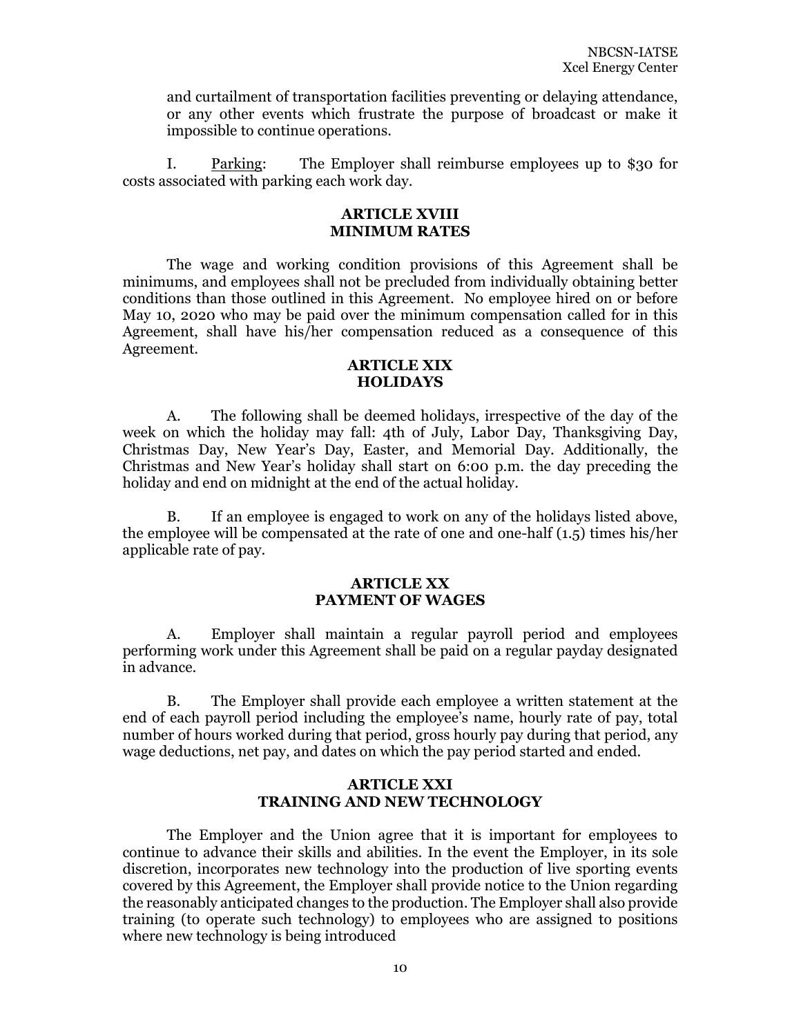and curtailment of transportation facilities preventing or delaying attendance, or any other events which frustrate the purpose of broadcast or make it impossible to continue operations.

I. Parking: The Employer shall reimburse employees up to $30 for costs associated with parking each work day.

## ARTICLE XVIII MINIMUM RATES

The wage and working condition provisions of this Agreement shall be minimums, and employees shall not be precluded from individually obtaining better conditions than those outlined in this Agreement. No employee hired on or before May 10, 2020 who may be paid over the minimum compensation called for in this Agreement, shall have his/her compensation reduced as a consequence of this Agreement.

## ARTICLE XIX HOLIDAYS

A. The following shall be deemed holidays, irrespective of the day of the week on which the holiday may fall: 4th of July, Labor Day, Thanksgiving Day, Christmas Day, New Year's Day, Easter, and Memorial Day. Additionally, the Christmas and New Year's holiday shall start on 6:00 p.m. the day preceding the holiday and end on midnight at the end of the actual holiday.

B. If an employee is engaged to work on any of the holidays listed above, the employee will be compensated at the rate of one and one-half (1.5) times his/her applicable rate of pay.

## ARTICLE XX PAYMENT OF WAGES

A. Employer shall maintain a regular payroll period and employees performing work under this Agreement shall be paid on a regular payday designated in advance.

B. The Employer shall provide each employee a written statement at the end of each payroll period including the employee's name, hourly rate of pay, total number of hours worked during that period, gross hourly pay during that period, any wage deductions, net pay, and dates on which the pay period started and ended.

## ARTICLE XXI TRAINING AND NEW TECHNOLOGY

The Employer and the Union agree that it is important for employees to continue to advance their skills and abilities. In the event the Employer, in its sole discretion, incorporates new technology into the production of live sporting events covered by this Agreement, the Employer shall provide notice to the Union regarding the reasonably anticipated changes to the production. The Employer shall also provide training (to operate such technology) to employees who are assigned to positions where new technology is being introduced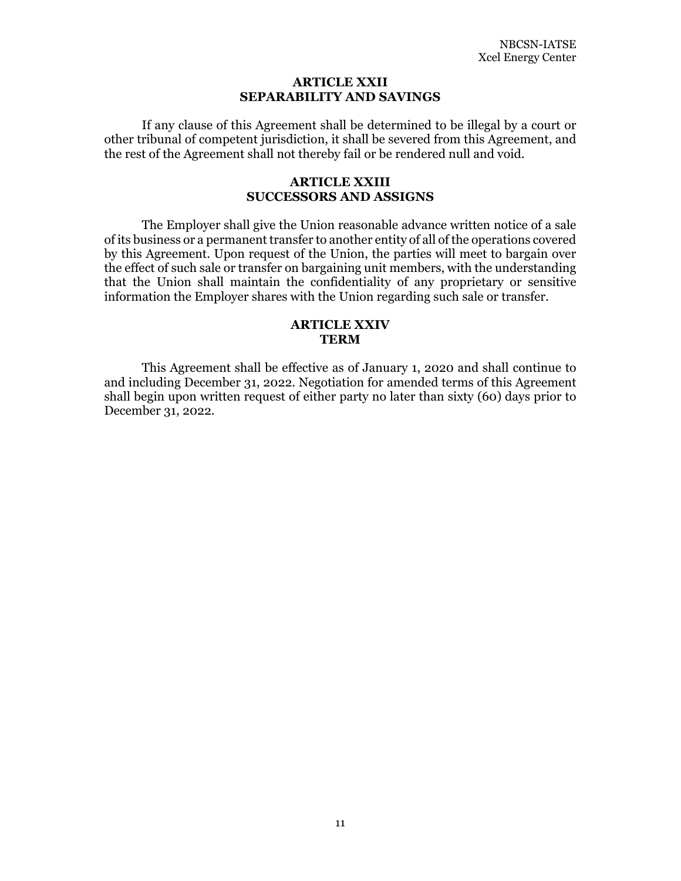## ARTICLE XXII
## SEPARABILITY AND SAVINGS

If any clause of this Agreement shall be determined to be illegal by a court or other tribunal of competent jurisdiction, it shall be severed from this Agreement, and the rest of the Agreement shall not thereby fail or be rendered null and void.

## ARTICLE XXIII
## SUCCESSORS AND ASSIGNS

The Employer shall give the Union reasonable advance written notice of a sale of its business or a permanent transfer to another entity of all of the operations covered by this Agreement. Upon request of the Union, the parties will meet to bargain over the effect of such sale or transfer on bargaining unit members, with the understanding that the Union shall maintain the confidentiality of any proprietary or sensitive information the Employer shares with the Union regarding such sale or transfer.

## ARTICLE XXIV
## TERM

This Agreement shall be effective as of January 1, 2020 and shall continue to and including December 31, 2022. Negotiation for amended terms of this Agreement shall begin upon written request of either party no later than sixty (60) days prior to December 31, 2022.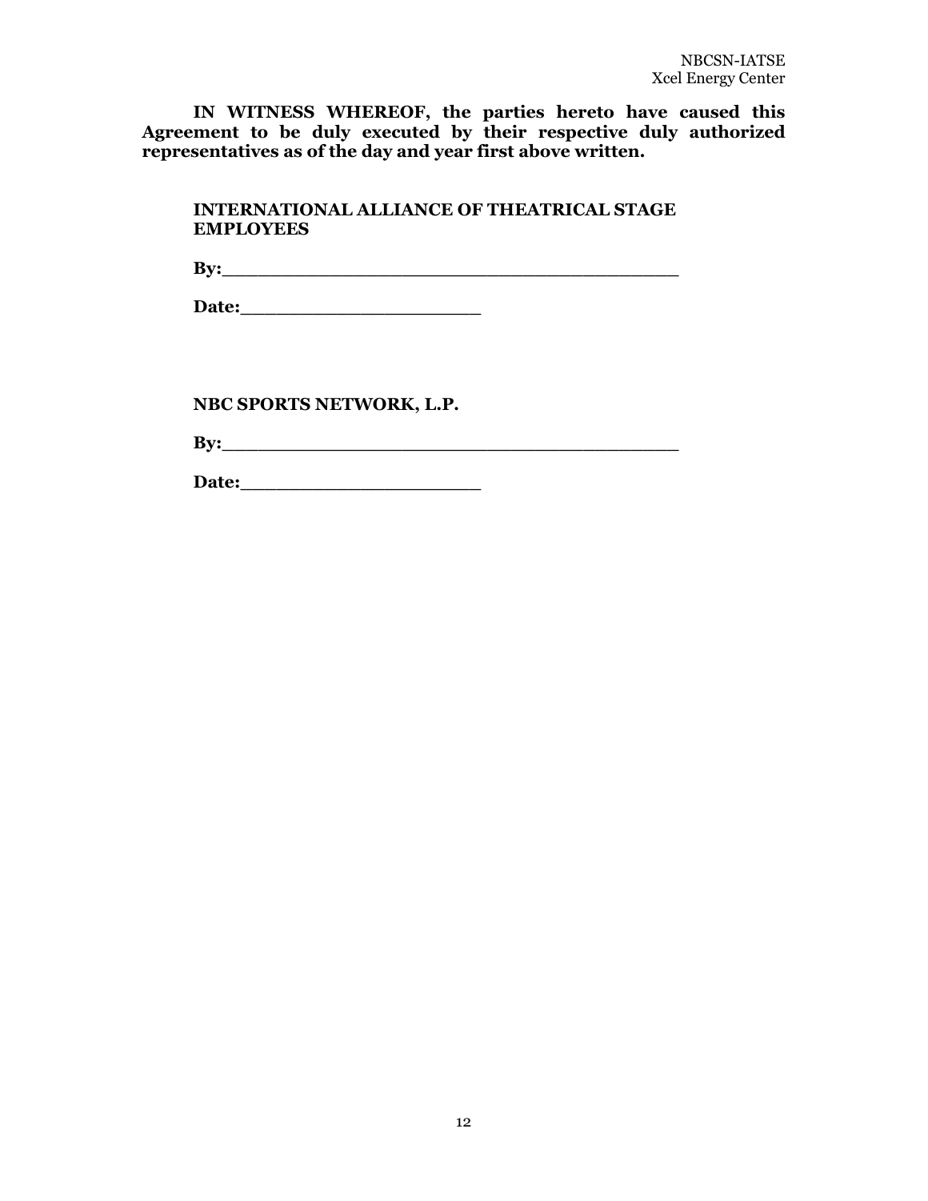**IN WITNESS WHEREOF, the parties hereto have caused this Agreement to be duly executed by their respective duly authorized representatives as of the day and year first above written.**

**INTERNATIONAL ALLIANCE OF THEATRICAL STAGE EMPLOYEES**

**By:_________________________________________**

**Date:______________________**

**NBC SPORTS NETWORK, L.P.**

**By:_________________________________________**

**Date:______________________**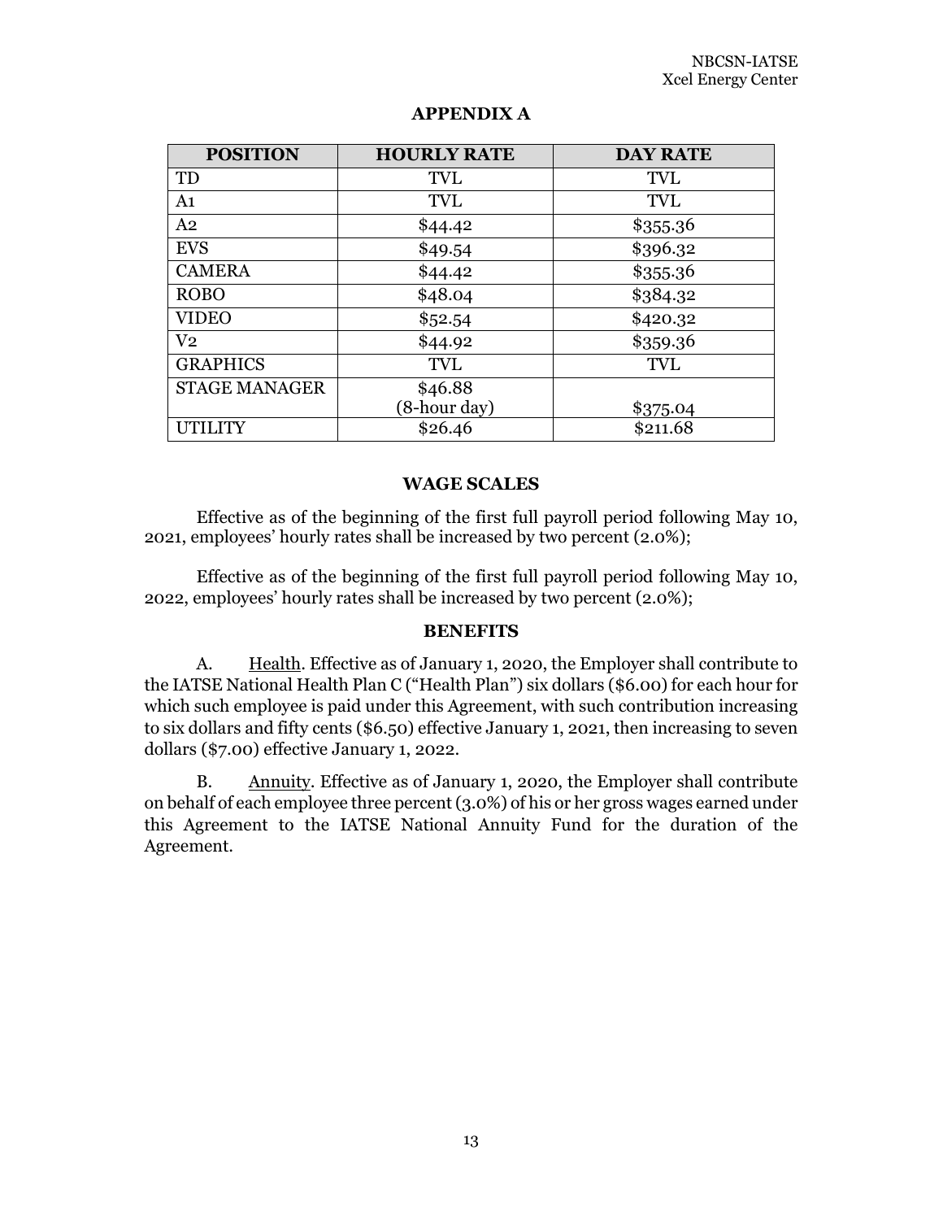## APPENDIX A

| POSITION | HOURLY RATE | DAY RATE |
|---|---|---|
| TD | TVL | TVL |
| A1 | TVL | TVL |
| A2 | $44.42 | $355.36 |
| EVS | $49.54 | $396.32 |
| CAMERA | $44.42 | $355.36 |
| ROBO | $48.04 | $384.32 |
| VIDEO | $52.54 | $420.32 |
| V2 | $44.92 | $359.36 |
| GRAPHICS | TVL | TVL |
| STAGE MANAGER | $46.88 (8-hour day) | $375.04 |
| UTILITY | $26.46 | $211.68 |

### WAGE SCALES

Effective as of the beginning of the first full payroll period following May 10, 2021, employees' hourly rates shall be increased by two percent (2.0%);

Effective as of the beginning of the first full payroll period following May 10, 2022, employees' hourly rates shall be increased by two percent (2.0%);

### BENEFITS

A. Health. Effective as of January 1, 2020, the Employer shall contribute to the IATSE National Health Plan C ("Health Plan") six dollars ($6.00) for each hour for which such employee is paid under this Agreement, with such contribution increasing to six dollars and fifty cents ($6.50) effective January 1, 2021, then increasing to seven dollars ($7.00) effective January 1, 2022.

B. Annuity. Effective as of January 1, 2020, the Employer shall contribute on behalf of each employee three percent (3.0%) of his or her gross wages earned under this Agreement to the IATSE National Annuity Fund for the duration of the Agreement.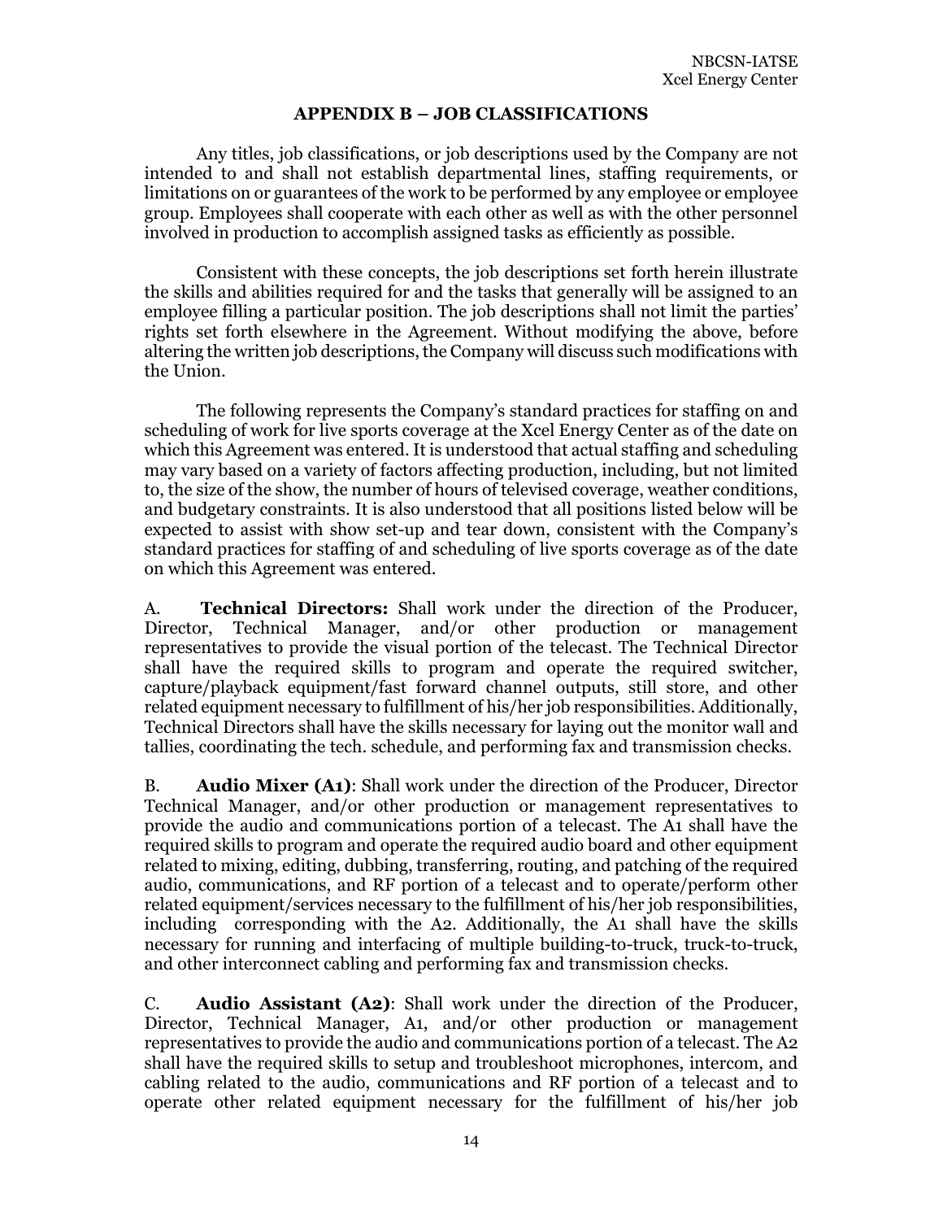## APPENDIX B – JOB CLASSIFICATIONS

Any titles, job classifications, or job descriptions used by the Company are not intended to and shall not establish departmental lines, staffing requirements, or limitations on or guarantees of the work to be performed by any employee or employee group. Employees shall cooperate with each other as well as with the other personnel involved in production to accomplish assigned tasks as efficiently as possible.

Consistent with these concepts, the job descriptions set forth herein illustrate the skills and abilities required for and the tasks that generally will be assigned to an employee filling a particular position. The job descriptions shall not limit the parties' rights set forth elsewhere in the Agreement. Without modifying the above, before altering the written job descriptions, the Company will discuss such modifications with the Union.

The following represents the Company's standard practices for staffing on and scheduling of work for live sports coverage at the Xcel Energy Center as of the date on which this Agreement was entered. It is understood that actual staffing and scheduling may vary based on a variety of factors affecting production, including, but not limited to, the size of the show, the number of hours of televised coverage, weather conditions, and budgetary constraints. It is also understood that all positions listed below will be expected to assist with show set-up and tear down, consistent with the Company's standard practices for staffing of and scheduling of live sports coverage as of the date on which this Agreement was entered.

A. **Technical Directors:** Shall work under the direction of the Producer, Director, Technical Manager, and/or other production or management representatives to provide the visual portion of the telecast. The Technical Director shall have the required skills to program and operate the required switcher, capture/playback equipment/fast forward channel outputs, still store, and other related equipment necessary to fulfillment of his/her job responsibilities. Additionally, Technical Directors shall have the skills necessary for laying out the monitor wall and tallies, coordinating the tech. schedule, and performing fax and transmission checks.

B. **Audio Mixer (A1)**: Shall work under the direction of the Producer, Director Technical Manager, and/or other production or management representatives to provide the audio and communications portion of a telecast. The A1 shall have the required skills to program and operate the required audio board and other equipment related to mixing, editing, dubbing, transferring, routing, and patching of the required audio, communications, and RF portion of a telecast and to operate/perform other related equipment/services necessary to the fulfillment of his/her job responsibilities, including corresponding with the A2. Additionally, the A1 shall have the skills necessary for running and interfacing of multiple building-to-truck, truck-to-truck, and other interconnect cabling and performing fax and transmission checks.

C. **Audio Assistant (A2)**: Shall work under the direction of the Producer, Director, Technical Manager, A1, and/or other production or management representatives to provide the audio and communications portion of a telecast. The A2 shall have the required skills to setup and troubleshoot microphones, intercom, and cabling related to the audio, communications and RF portion of a telecast and to operate other related equipment necessary for the fulfillment of his/her job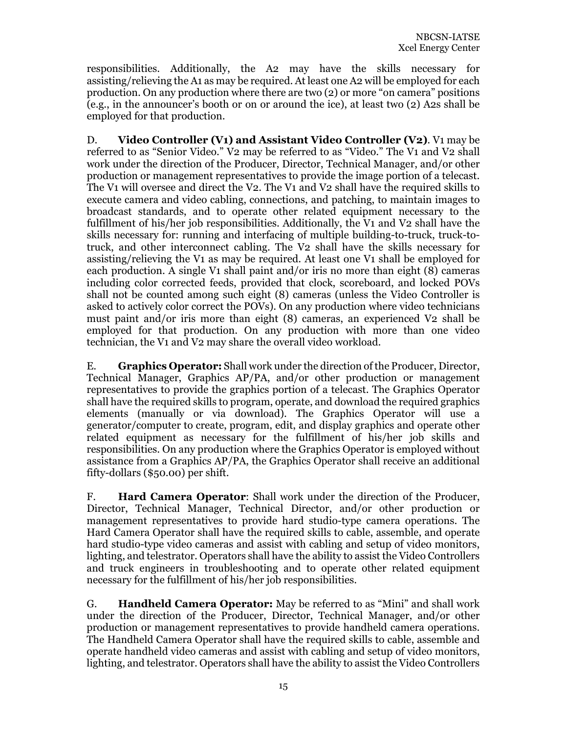responsibilities. Additionally, the A2 may have the skills necessary for assisting/relieving the A1 as may be required. At least one A2 will be employed for each production. On any production where there are two (2) or more "on camera" positions (e.g., in the announcer's booth or on or around the ice), at least two (2) A2s shall be employed for that production.

D. **Video Controller (V1) and Assistant Video Controller (V2)**. V1 may be referred to as "Senior Video." V2 may be referred to as "Video." The V1 and V2 shall work under the direction of the Producer, Director, Technical Manager, and/or other production or management representatives to provide the image portion of a telecast. The V1 will oversee and direct the V2. The V1 and V2 shall have the required skills to execute camera and video cabling, connections, and patching, to maintain images to broadcast standards, and to operate other related equipment necessary to the fulfillment of his/her job responsibilities. Additionally, the V1 and V2 shall have the skills necessary for: running and interfacing of multiple building-to-truck, truck-to-truck, and other interconnect cabling. The V2 shall have the skills necessary for assisting/relieving the V1 as may be required. At least one V1 shall be employed for each production. A single V1 shall paint and/or iris no more than eight (8) cameras including color corrected feeds, provided that clock, scoreboard, and locked POVs shall not be counted among such eight (8) cameras (unless the Video Controller is asked to actively color correct the POVs). On any production where video technicians must paint and/or iris more than eight (8) cameras, an experienced V2 shall be employed for that production. On any production with more than one video technician, the V1 and V2 may share the overall video workload.

E. **Graphics Operator:** Shall work under the direction of the Producer, Director, Technical Manager, Graphics AP/PA, and/or other production or management representatives to provide the graphics portion of a telecast. The Graphics Operator shall have the required skills to program, operate, and download the required graphics elements (manually or via download). The Graphics Operator will use a generator/computer to create, program, edit, and display graphics and operate other related equipment as necessary for the fulfillment of his/her job skills and responsibilities. On any production where the Graphics Operator is employed without assistance from a Graphics AP/PA, the Graphics Operator shall receive an additional fifty-dollars ($50.00) per shift.

F. **Hard Camera Operator**: Shall work under the direction of the Producer, Director, Technical Manager, Technical Director, and/or other production or management representatives to provide hard studio-type camera operations. The Hard Camera Operator shall have the required skills to cable, assemble, and operate hard studio-type video cameras and assist with cabling and setup of video monitors, lighting, and telestrator. Operators shall have the ability to assist the Video Controllers and truck engineers in troubleshooting and to operate other related equipment necessary for the fulfillment of his/her job responsibilities.

G. **Handheld Camera Operator:** May be referred to as "Mini" and shall work under the direction of the Producer, Director, Technical Manager, and/or other production or management representatives to provide handheld camera operations. The Handheld Camera Operator shall have the required skills to cable, assemble and operate handheld video cameras and assist with cabling and setup of video monitors, lighting, and telestrator. Operators shall have the ability to assist the Video Controllers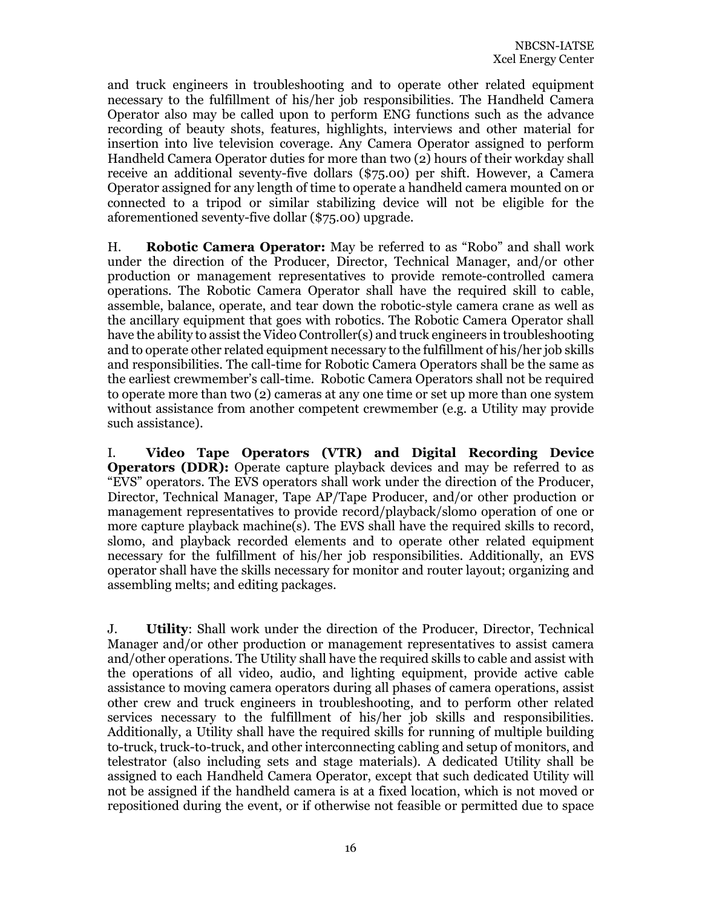and truck engineers in troubleshooting and to operate other related equipment necessary to the fulfillment of his/her job responsibilities. The Handheld Camera Operator also may be called upon to perform ENG functions such as the advance recording of beauty shots, features, highlights, interviews and other material for insertion into live television coverage. Any Camera Operator assigned to perform Handheld Camera Operator duties for more than two (2) hours of their workday shall receive an additional seventy-five dollars ($75.00) per shift. However, a Camera Operator assigned for any length of time to operate a handheld camera mounted on or connected to a tripod or similar stabilizing device will not be eligible for the aforementioned seventy-five dollar ($75.00) upgrade.

H. **Robotic Camera Operator:** May be referred to as "Robo" and shall work under the direction of the Producer, Director, Technical Manager, and/or other production or management representatives to provide remote-controlled camera operations. The Robotic Camera Operator shall have the required skill to cable, assemble, balance, operate, and tear down the robotic-style camera crane as well as the ancillary equipment that goes with robotics. The Robotic Camera Operator shall have the ability to assist the Video Controller(s) and truck engineers in troubleshooting and to operate other related equipment necessary to the fulfillment of his/her job skills and responsibilities. The call-time for Robotic Camera Operators shall be the same as the earliest crewmember's call-time. Robotic Camera Operators shall not be required to operate more than two (2) cameras at any one time or set up more than one system without assistance from another competent crewmember (e.g. a Utility may provide such assistance).

I. **Video Tape Operators (VTR) and Digital Recording Device Operators (DDR):** Operate capture playback devices and may be referred to as "EVS" operators. The EVS operators shall work under the direction of the Producer, Director, Technical Manager, Tape AP/Tape Producer, and/or other production or management representatives to provide record/playback/slomo operation of one or more capture playback machine(s). The EVS shall have the required skills to record, slomo, and playback recorded elements and to operate other related equipment necessary for the fulfillment of his/her job responsibilities. Additionally, an EVS operator shall have the skills necessary for monitor and router layout; organizing and assembling melts; and editing packages.

J. **Utility**: Shall work under the direction of the Producer, Director, Technical Manager and/or other production or management representatives to assist camera and/other operations. The Utility shall have the required skills to cable and assist with the operations of all video, audio, and lighting equipment, provide active cable assistance to moving camera operators during all phases of camera operations, assist other crew and truck engineers in troubleshooting, and to perform other related services necessary to the fulfillment of his/her job skills and responsibilities. Additionally, a Utility shall have the required skills for running of multiple building to-truck, truck-to-truck, and other interconnecting cabling and setup of monitors, and telestrator (also including sets and stage materials). A dedicated Utility shall be assigned to each Handheld Camera Operator, except that such dedicated Utility will not be assigned if the handheld camera is at a fixed location, which is not moved or repositioned during the event, or if otherwise not feasible or permitted due to space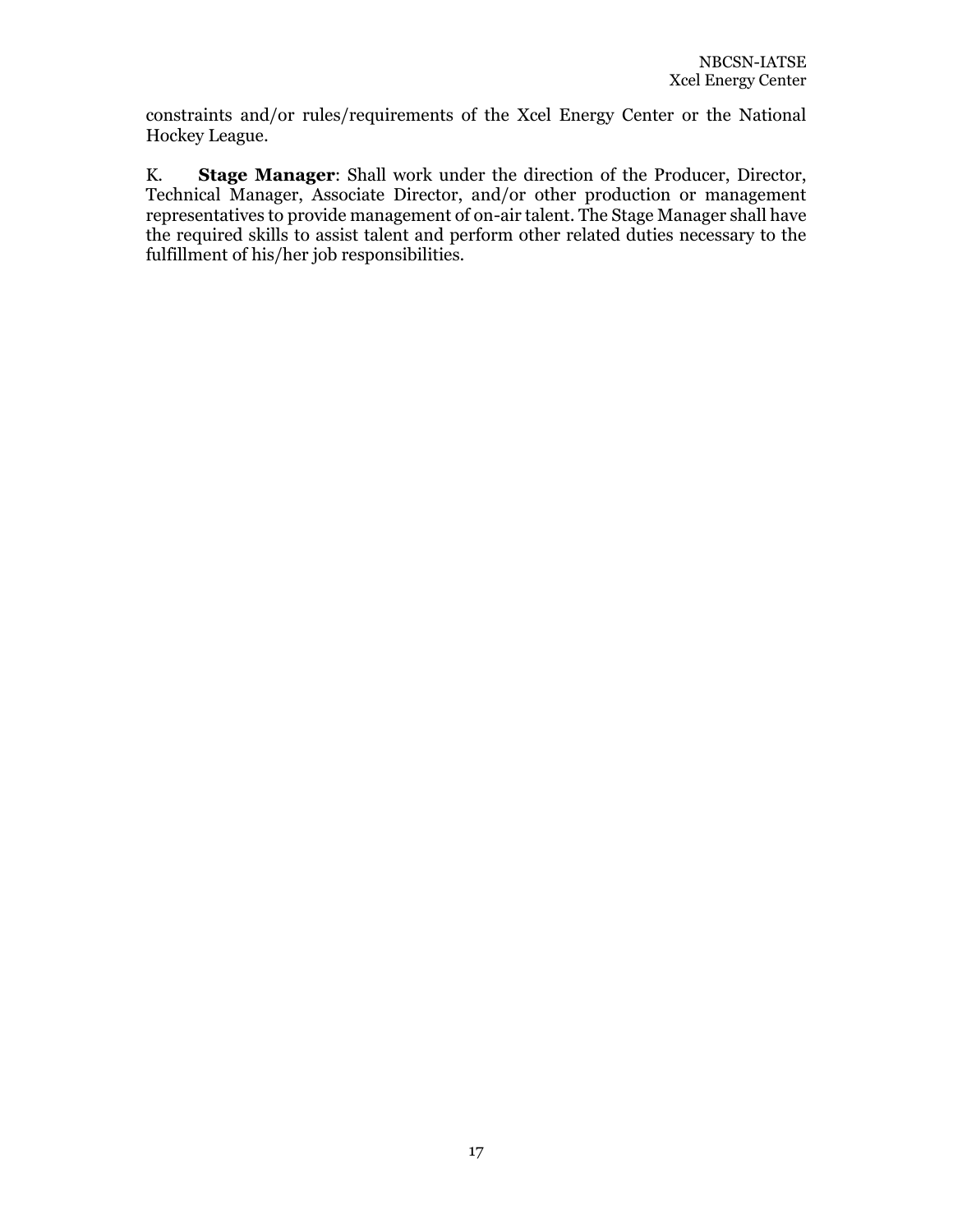constraints and/or rules/requirements of the Xcel Energy Center or the National Hockey League.

K. **Stage Manager**: Shall work under the direction of the Producer, Director, Technical Manager, Associate Director, and/or other production or management representatives to provide management of on-air talent. The Stage Manager shall have the required skills to assist talent and perform other related duties necessary to the fulfillment of his/her job responsibilities.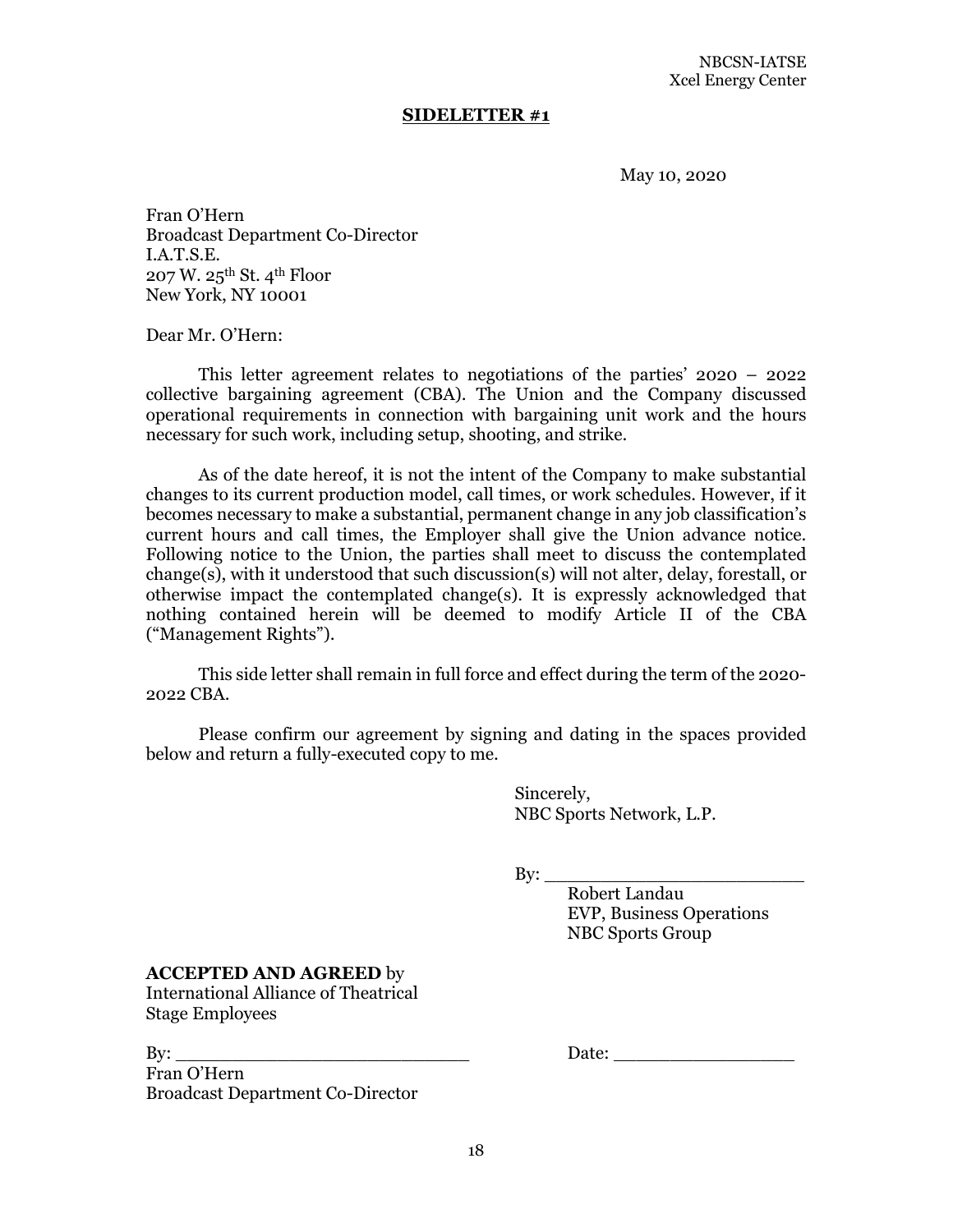NBCSN-IATSE
Xcel Energy Center

**SIDELETTER #1**

May 10, 2020

Fran O'Hern
Broadcast Department Co-Director
I.A.T.S.E.
207 W. 25th St. 4th Floor
New York, NY 10001

Dear Mr. O'Hern:

This letter agreement relates to negotiations of the parties' 2020 – 2022 collective bargaining agreement (CBA). The Union and the Company discussed operational requirements in connection with bargaining unit work and the hours necessary for such work, including setup, shooting, and strike.

As of the date hereof, it is not the intent of the Company to make substantial changes to its current production model, call times, or work schedules. However, if it becomes necessary to make a substantial, permanent change in any job classification's current hours and call times, the Employer shall give the Union advance notice. Following notice to the Union, the parties shall meet to discuss the contemplated change(s), with it understood that such discussion(s) will not alter, delay, forestall, or otherwise impact the contemplated change(s). It is expressly acknowledged that nothing contained herein will be deemed to modify Article II of the CBA ("Management Rights").

This side letter shall remain in full force and effect during the term of the 2020-2022 CBA.

Please confirm our agreement by signing and dating in the spaces provided below and return a fully-executed copy to me.

Sincerely,
NBC Sports Network, L.P.

By: ________________________
Robert Landau
EVP, Business Operations
NBC Sports Group

**ACCEPTED AND AGREED** by
International Alliance of Theatrical
Stage Employees

By: ____________________________
Fran O'Hern
Broadcast Department Co-Director

Date: _________________